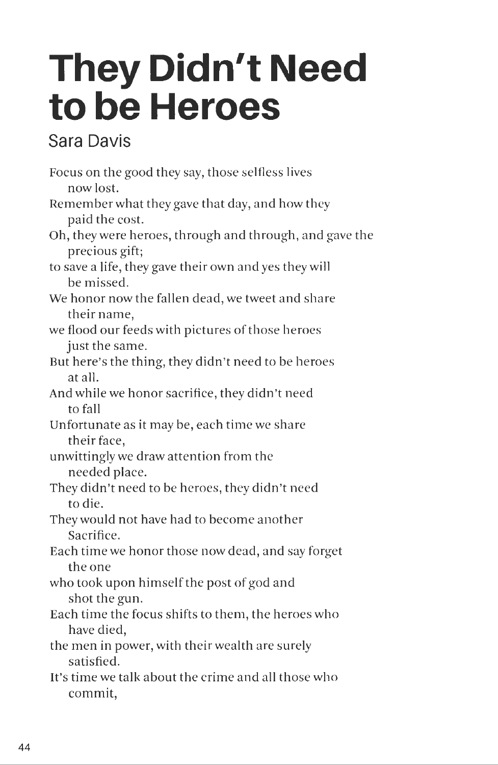# They Didn't Need to be Heroes

Sara Davis

Focus on the good they say, those selfless lives now lost.
Remember what they gave that day, and how they paid the cost.
Oh, they were heroes, through and through, and gave the precious gift;
to save a life, they gave their own and yes they will be missed.
We honor now the fallen dead, we tweet and share their name,
we flood our feeds with pictures of those heroes just the same.
But here's the thing, they didn't need to be heroes at all.
And while we honor sacrifice, they didn't need to fall
Unfortunate as it may be, each time we share their face,
unwittingly we draw attention from the needed place.
They didn't need to be heroes, they didn't need to die.
They would not have had to become another Sacrifice.
Each time we honor those now dead, and say forget the one
who took upon himself the post of god and shot the gun.
Each time the focus shifts to them, the heroes who have died,
the men in power, with their wealth are surely satisfied.
It's time we talk about the crime and all those who commit,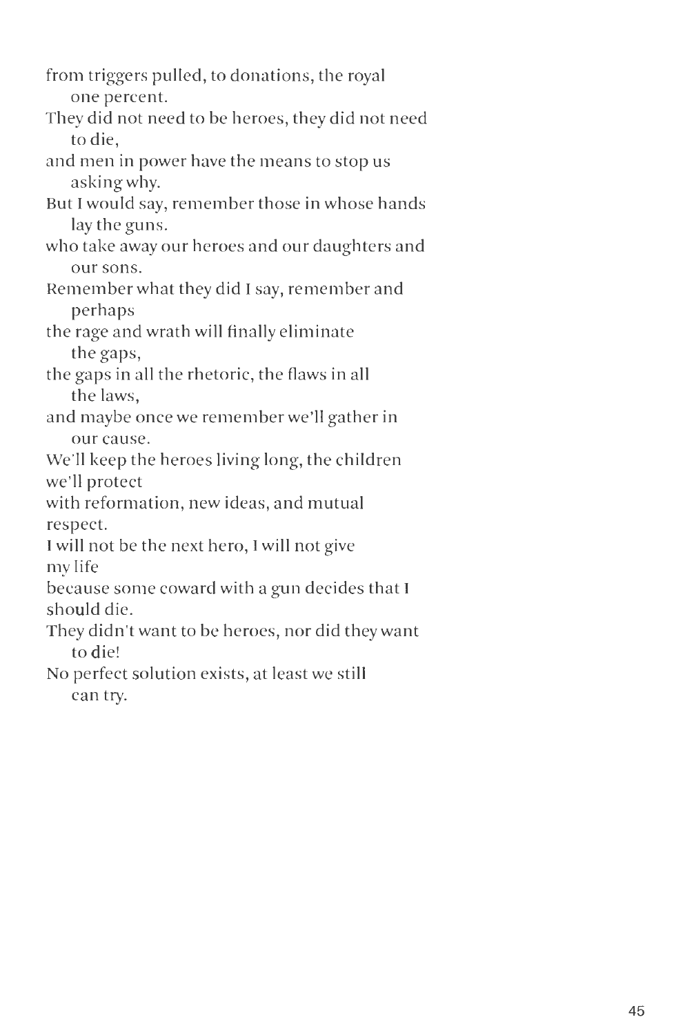from triggers pulled, to donations, the royal
    one percent.
They did not need to be heroes, they did not need
    to die,
and men in power have the means to stop us
    asking why.
But I would say, remember those in whose hands
    lay the guns.
who take away our heroes and our daughters and
    our sons.
Remember what they did I say, remember and
    perhaps
the rage and wrath will finally eliminate
    the gaps,
the gaps in all the rhetoric, the flaws in all
    the laws,
and maybe once we remember we'll gather in
    our cause.
We'll keep the heroes living long, the children
we'll protect
with reformation, new ideas, and mutual
respect.
I will not be the next hero, I will not give
my life
because some coward with a gun decides that I
should die.
They didn't want to be heroes, nor did they want
    to die!
No perfect solution exists, at least we still
    can try.